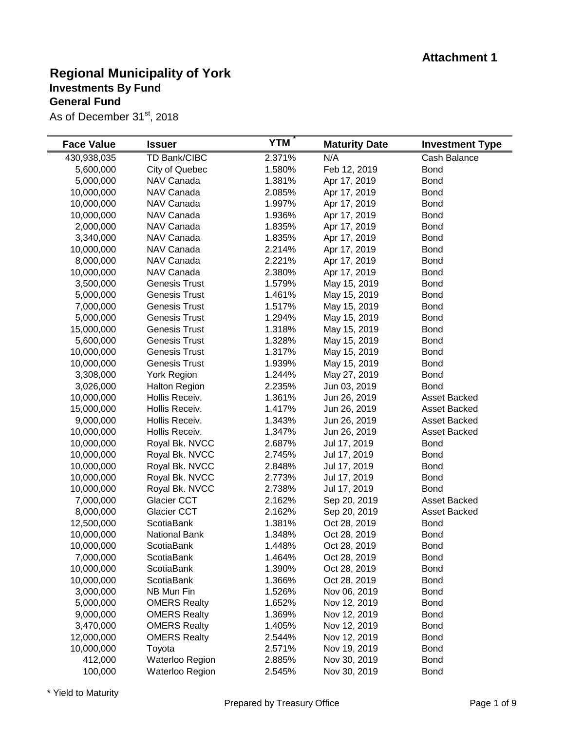Attachment 1

# Regional Municipality of York
## Investments By Fund
## General Fund

As of December 31st, 2018

| Face Value | Issuer | YTM * | Maturity Date | Investment Type |
|---|---|---|---|---|
| 430,938,035 | TD Bank/CIBC | 2.371% | N/A | Cash Balance |
| 5,600,000 | City of Quebec | 1.580% | Feb 12, 2019 | Bond |
| 5,000,000 | NAV Canada | 1.381% | Apr 17, 2019 | Bond |
| 10,000,000 | NAV Canada | 2.085% | Apr 17, 2019 | Bond |
| 10,000,000 | NAV Canada | 1.997% | Apr 17, 2019 | Bond |
| 10,000,000 | NAV Canada | 1.936% | Apr 17, 2019 | Bond |
| 2,000,000 | NAV Canada | 1.835% | Apr 17, 2019 | Bond |
| 3,340,000 | NAV Canada | 1.835% | Apr 17, 2019 | Bond |
| 10,000,000 | NAV Canada | 2.214% | Apr 17, 2019 | Bond |
| 8,000,000 | NAV Canada | 2.221% | Apr 17, 2019 | Bond |
| 10,000,000 | NAV Canada | 2.380% | Apr 17, 2019 | Bond |
| 3,500,000 | Genesis Trust | 1.579% | May 15, 2019 | Bond |
| 5,000,000 | Genesis Trust | 1.461% | May 15, 2019 | Bond |
| 7,000,000 | Genesis Trust | 1.517% | May 15, 2019 | Bond |
| 5,000,000 | Genesis Trust | 1.294% | May 15, 2019 | Bond |
| 15,000,000 | Genesis Trust | 1.318% | May 15, 2019 | Bond |
| 5,600,000 | Genesis Trust | 1.328% | May 15, 2019 | Bond |
| 10,000,000 | Genesis Trust | 1.317% | May 15, 2019 | Bond |
| 10,000,000 | Genesis Trust | 1.939% | May 15, 2019 | Bond |
| 3,308,000 | York Region | 1.244% | May 27, 2019 | Bond |
| 3,026,000 | Halton Region | 2.235% | Jun 03, 2019 | Bond |
| 10,000,000 | Hollis Receiv. | 1.361% | Jun 26, 2019 | Asset Backed |
| 15,000,000 | Hollis Receiv. | 1.417% | Jun 26, 2019 | Asset Backed |
| 9,000,000 | Hollis Receiv. | 1.343% | Jun 26, 2019 | Asset Backed |
| 10,000,000 | Hollis Receiv. | 1.347% | Jun 26, 2019 | Asset Backed |
| 10,000,000 | Royal Bk. NVCC | 2.687% | Jul 17, 2019 | Bond |
| 10,000,000 | Royal Bk. NVCC | 2.745% | Jul 17, 2019 | Bond |
| 10,000,000 | Royal Bk. NVCC | 2.848% | Jul 17, 2019 | Bond |
| 10,000,000 | Royal Bk. NVCC | 2.773% | Jul 17, 2019 | Bond |
| 10,000,000 | Royal Bk. NVCC | 2.738% | Jul 17, 2019 | Bond |
| 7,000,000 | Glacier CCT | 2.162% | Sep 20, 2019 | Asset Backed |
| 8,000,000 | Glacier CCT | 2.162% | Sep 20, 2019 | Asset Backed |
| 12,500,000 | ScotiaBank | 1.381% | Oct 28, 2019 | Bond |
| 10,000,000 | National Bank | 1.348% | Oct 28, 2019 | Bond |
| 10,000,000 | ScotiaBank | 1.448% | Oct 28, 2019 | Bond |
| 7,000,000 | ScotiaBank | 1.464% | Oct 28, 2019 | Bond |
| 10,000,000 | ScotiaBank | 1.390% | Oct 28, 2019 | Bond |
| 10,000,000 | ScotiaBank | 1.366% | Oct 28, 2019 | Bond |
| 3,000,000 | NB Mun Fin | 1.526% | Nov 06, 2019 | Bond |
| 5,000,000 | OMERS Realty | 1.652% | Nov 12, 2019 | Bond |
| 9,000,000 | OMERS Realty | 1.369% | Nov 12, 2019 | Bond |
| 3,470,000 | OMERS Realty | 1.405% | Nov 12, 2019 | Bond |
| 12,000,000 | OMERS Realty | 2.544% | Nov 12, 2019 | Bond |
| 10,000,000 | Toyota | 2.571% | Nov 19, 2019 | Bond |
| 412,000 | Waterloo Region | 2.885% | Nov 30, 2019 | Bond |
| 100,000 | Waterloo Region | 2.545% | Nov 30, 2019 | Bond |

\* Yield to Maturity

Prepared by Treasury Office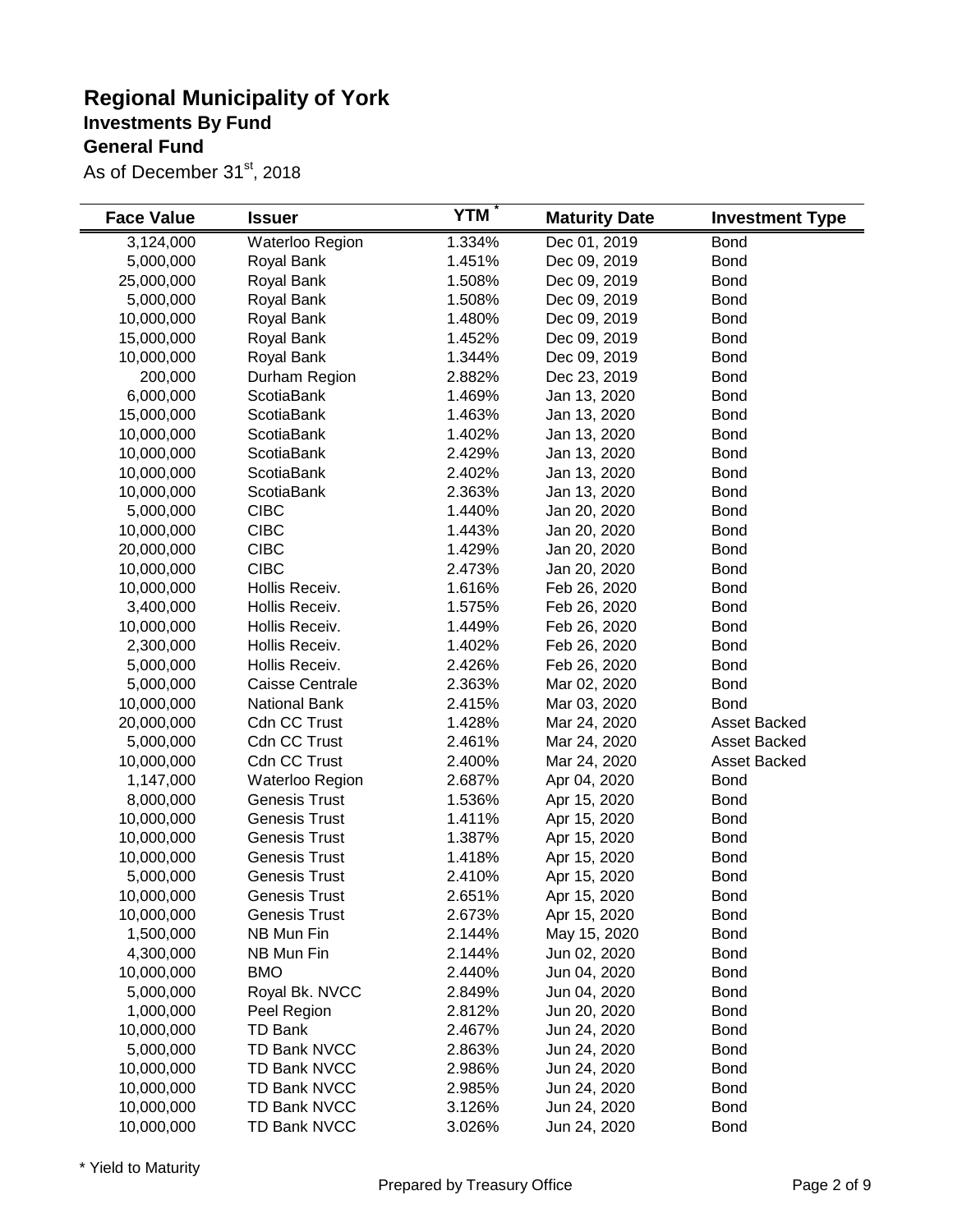# Regional Municipality of York

## Investments By Fund

## General Fund

As of December 31st, 2018

| Face Value | Issuer | YTM * | Maturity Date | Investment Type |
|---|---|---|---|---|
| 3,124,000 | Waterloo Region | 1.334% | Dec 01, 2019 | Bond |
| 5,000,000 | Royal Bank | 1.451% | Dec 09, 2019 | Bond |
| 25,000,000 | Royal Bank | 1.508% | Dec 09, 2019 | Bond |
| 5,000,000 | Royal Bank | 1.508% | Dec 09, 2019 | Bond |
| 10,000,000 | Royal Bank | 1.480% | Dec 09, 2019 | Bond |
| 15,000,000 | Royal Bank | 1.452% | Dec 09, 2019 | Bond |
| 10,000,000 | Royal Bank | 1.344% | Dec 09, 2019 | Bond |
| 200,000 | Durham Region | 2.882% | Dec 23, 2019 | Bond |
| 6,000,000 | ScotiaBank | 1.469% | Jan 13, 2020 | Bond |
| 15,000,000 | ScotiaBank | 1.463% | Jan 13, 2020 | Bond |
| 10,000,000 | ScotiaBank | 1.402% | Jan 13, 2020 | Bond |
| 10,000,000 | ScotiaBank | 2.429% | Jan 13, 2020 | Bond |
| 10,000,000 | ScotiaBank | 2.402% | Jan 13, 2020 | Bond |
| 10,000,000 | ScotiaBank | 2.363% | Jan 13, 2020 | Bond |
| 5,000,000 | CIBC | 1.440% | Jan 20, 2020 | Bond |
| 10,000,000 | CIBC | 1.443% | Jan 20, 2020 | Bond |
| 20,000,000 | CIBC | 1.429% | Jan 20, 2020 | Bond |
| 10,000,000 | CIBC | 2.473% | Jan 20, 2020 | Bond |
| 10,000,000 | Hollis Receiv. | 1.616% | Feb 26, 2020 | Bond |
| 3,400,000 | Hollis Receiv. | 1.575% | Feb 26, 2020 | Bond |
| 10,000,000 | Hollis Receiv. | 1.449% | Feb 26, 2020 | Bond |
| 2,300,000 | Hollis Receiv. | 1.402% | Feb 26, 2020 | Bond |
| 5,000,000 | Hollis Receiv. | 2.426% | Feb 26, 2020 | Bond |
| 5,000,000 | Caisse Centrale | 2.363% | Mar 02, 2020 | Bond |
| 10,000,000 | National Bank | 2.415% | Mar 03, 2020 | Bond |
| 20,000,000 | Cdn CC Trust | 1.428% | Mar 24, 2020 | Asset Backed |
| 5,000,000 | Cdn CC Trust | 2.461% | Mar 24, 2020 | Asset Backed |
| 10,000,000 | Cdn CC Trust | 2.400% | Mar 24, 2020 | Asset Backed |
| 1,147,000 | Waterloo Region | 2.687% | Apr 04, 2020 | Bond |
| 8,000,000 | Genesis Trust | 1.536% | Apr 15, 2020 | Bond |
| 10,000,000 | Genesis Trust | 1.411% | Apr 15, 2020 | Bond |
| 10,000,000 | Genesis Trust | 1.387% | Apr 15, 2020 | Bond |
| 10,000,000 | Genesis Trust | 1.418% | Apr 15, 2020 | Bond |
| 5,000,000 | Genesis Trust | 2.410% | Apr 15, 2020 | Bond |
| 10,000,000 | Genesis Trust | 2.651% | Apr 15, 2020 | Bond |
| 10,000,000 | Genesis Trust | 2.673% | Apr 15, 2020 | Bond |
| 1,500,000 | NB Mun Fin | 2.144% | May 15, 2020 | Bond |
| 4,300,000 | NB Mun Fin | 2.144% | Jun 02, 2020 | Bond |
| 10,000,000 | BMO | 2.440% | Jun 04, 2020 | Bond |
| 5,000,000 | Royal Bk. NVCC | 2.849% | Jun 04, 2020 | Bond |
| 1,000,000 | Peel Region | 2.812% | Jun 20, 2020 | Bond |
| 10,000,000 | TD Bank | 2.467% | Jun 24, 2020 | Bond |
| 5,000,000 | TD Bank NVCC | 2.863% | Jun 24, 2020 | Bond |
| 10,000,000 | TD Bank NVCC | 2.986% | Jun 24, 2020 | Bond |
| 10,000,000 | TD Bank NVCC | 2.985% | Jun 24, 2020 | Bond |
| 10,000,000 | TD Bank NVCC | 3.126% | Jun 24, 2020 | Bond |
| 10,000,000 | TD Bank NVCC | 3.026% | Jun 24, 2020 | Bond |

* Yield to Maturity

Prepared by Treasury Office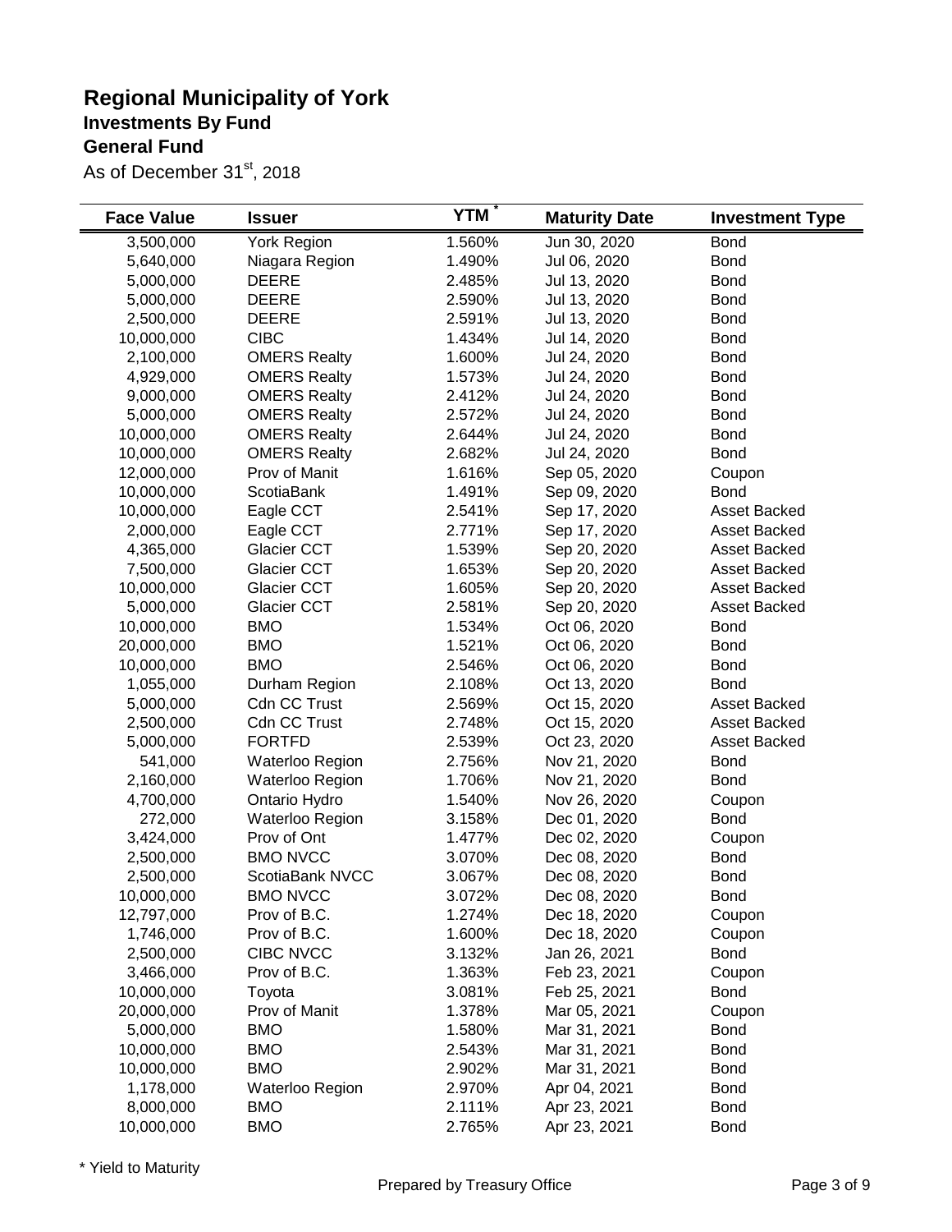# Regional Municipality of York

## Investments By Fund

## General Fund

As of December 31st, 2018

| Face Value | Issuer | YTM * | Maturity Date | Investment Type |
|---|---|---|---|---|
| 3,500,000 | York Region | 1.560% | Jun 30, 2020 | Bond |
| 5,640,000 | Niagara Region | 1.490% | Jul 06, 2020 | Bond |
| 5,000,000 | DEERE | 2.485% | Jul 13, 2020 | Bond |
| 5,000,000 | DEERE | 2.590% | Jul 13, 2020 | Bond |
| 2,500,000 | DEERE | 2.591% | Jul 13, 2020 | Bond |
| 10,000,000 | CIBC | 1.434% | Jul 14, 2020 | Bond |
| 2,100,000 | OMERS Realty | 1.600% | Jul 24, 2020 | Bond |
| 4,929,000 | OMERS Realty | 1.573% | Jul 24, 2020 | Bond |
| 9,000,000 | OMERS Realty | 2.412% | Jul 24, 2020 | Bond |
| 5,000,000 | OMERS Realty | 2.572% | Jul 24, 2020 | Bond |
| 10,000,000 | OMERS Realty | 2.644% | Jul 24, 2020 | Bond |
| 10,000,000 | OMERS Realty | 2.682% | Jul 24, 2020 | Bond |
| 12,000,000 | Prov of Manit | 1.616% | Sep 05, 2020 | Coupon |
| 10,000,000 | ScotiaBank | 1.491% | Sep 09, 2020 | Bond |
| 10,000,000 | Eagle CCT | 2.541% | Sep 17, 2020 | Asset Backed |
| 2,000,000 | Eagle CCT | 2.771% | Sep 17, 2020 | Asset Backed |
| 4,365,000 | Glacier CCT | 1.539% | Sep 20, 2020 | Asset Backed |
| 7,500,000 | Glacier CCT | 1.653% | Sep 20, 2020 | Asset Backed |
| 10,000,000 | Glacier CCT | 1.605% | Sep 20, 2020 | Asset Backed |
| 5,000,000 | Glacier CCT | 2.581% | Sep 20, 2020 | Asset Backed |
| 10,000,000 | BMO | 1.534% | Oct 06, 2020 | Bond |
| 20,000,000 | BMO | 1.521% | Oct 06, 2020 | Bond |
| 10,000,000 | BMO | 2.546% | Oct 06, 2020 | Bond |
| 1,055,000 | Durham Region | 2.108% | Oct 13, 2020 | Bond |
| 5,000,000 | Cdn CC Trust | 2.569% | Oct 15, 2020 | Asset Backed |
| 2,500,000 | Cdn CC Trust | 2.748% | Oct 15, 2020 | Asset Backed |
| 5,000,000 | FORTFD | 2.539% | Oct 23, 2020 | Asset Backed |
| 541,000 | Waterloo Region | 2.756% | Nov 21, 2020 | Bond |
| 2,160,000 | Waterloo Region | 1.706% | Nov 21, 2020 | Bond |
| 4,700,000 | Ontario Hydro | 1.540% | Nov 26, 2020 | Coupon |
| 272,000 | Waterloo Region | 3.158% | Dec 01, 2020 | Bond |
| 3,424,000 | Prov of Ont | 1.477% | Dec 02, 2020 | Coupon |
| 2,500,000 | BMO NVCC | 3.070% | Dec 08, 2020 | Bond |
| 2,500,000 | ScotiaBank NVCC | 3.067% | Dec 08, 2020 | Bond |
| 10,000,000 | BMO NVCC | 3.072% | Dec 08, 2020 | Bond |
| 12,797,000 | Prov of B.C. | 1.274% | Dec 18, 2020 | Coupon |
| 1,746,000 | Prov of B.C. | 1.600% | Dec 18, 2020 | Coupon |
| 2,500,000 | CIBC NVCC | 3.132% | Jan 26, 2021 | Bond |
| 3,466,000 | Prov of B.C. | 1.363% | Feb 23, 2021 | Coupon |
| 10,000,000 | Toyota | 3.081% | Feb 25, 2021 | Bond |
| 20,000,000 | Prov of Manit | 1.378% | Mar 05, 2021 | Coupon |
| 5,000,000 | BMO | 1.580% | Mar 31, 2021 | Bond |
| 10,000,000 | BMO | 2.543% | Mar 31, 2021 | Bond |
| 10,000,000 | BMO | 2.902% | Mar 31, 2021 | Bond |
| 1,178,000 | Waterloo Region | 2.970% | Apr 04, 2021 | Bond |
| 8,000,000 | BMO | 2.111% | Apr 23, 2021 | Bond |
| 10,000,000 | BMO | 2.765% | Apr 23, 2021 | Bond |

\* Yield to Maturity

Prepared by Treasury Office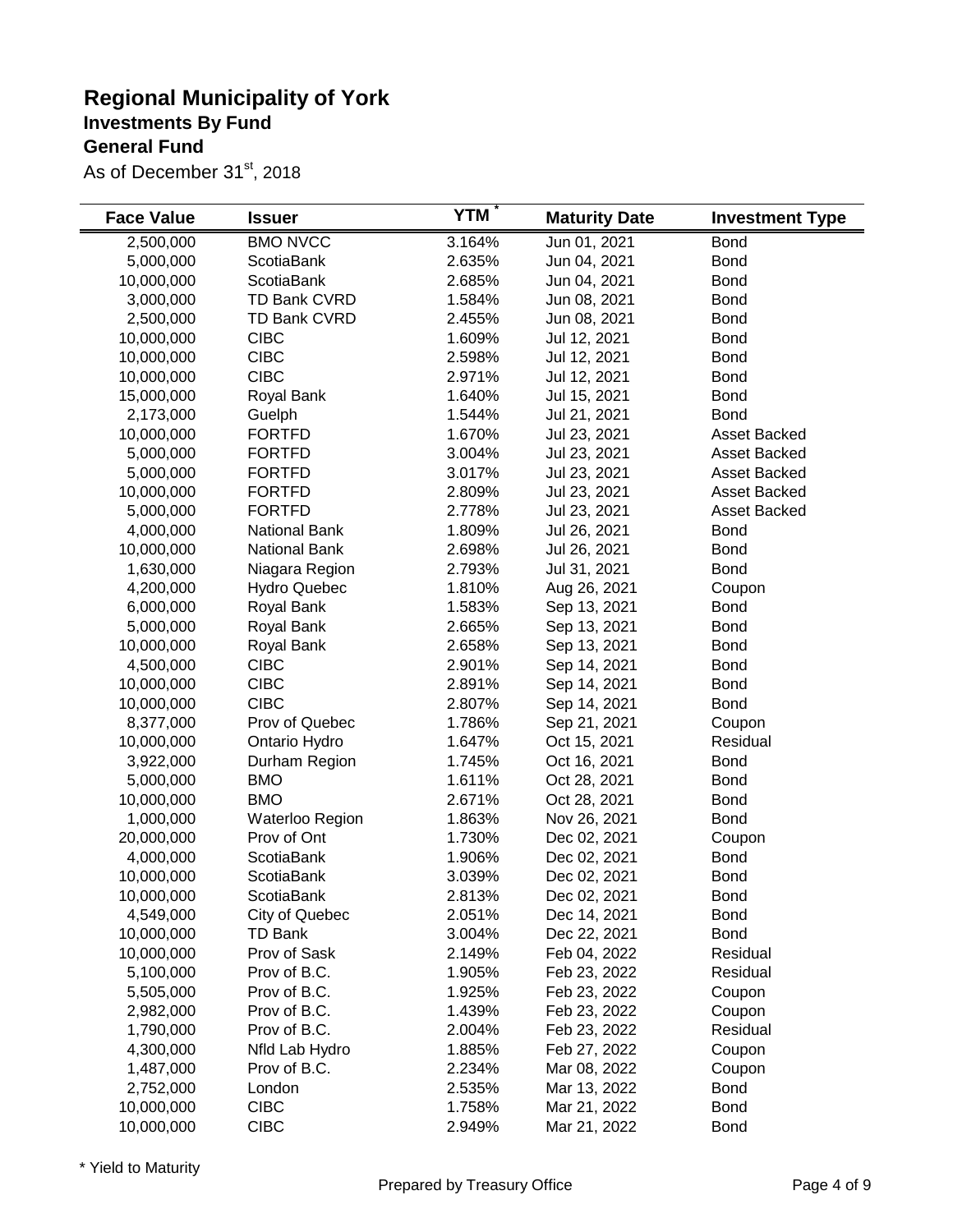# Regional Municipality of York

## Investments By Fund

## General Fund

As of December 31st, 2018

| Face Value | Issuer | YTM * | Maturity Date | Investment Type |
|---|---|---|---|---|
| 2,500,000 | BMO NVCC | 3.164% | Jun 01, 2021 | Bond |
| 5,000,000 | ScotiaBank | 2.635% | Jun 04, 2021 | Bond |
| 10,000,000 | ScotiaBank | 2.685% | Jun 04, 2021 | Bond |
| 3,000,000 | TD Bank CVRD | 1.584% | Jun 08, 2021 | Bond |
| 2,500,000 | TD Bank CVRD | 2.455% | Jun 08, 2021 | Bond |
| 10,000,000 | CIBC | 1.609% | Jul 12, 2021 | Bond |
| 10,000,000 | CIBC | 2.598% | Jul 12, 2021 | Bond |
| 10,000,000 | CIBC | 2.971% | Jul 12, 2021 | Bond |
| 15,000,000 | Royal Bank | 1.640% | Jul 15, 2021 | Bond |
| 2,173,000 | Guelph | 1.544% | Jul 21, 2021 | Bond |
| 10,000,000 | FORTFD | 1.670% | Jul 23, 2021 | Asset Backed |
| 5,000,000 | FORTFD | 3.004% | Jul 23, 2021 | Asset Backed |
| 5,000,000 | FORTFD | 3.017% | Jul 23, 2021 | Asset Backed |
| 10,000,000 | FORTFD | 2.809% | Jul 23, 2021 | Asset Backed |
| 5,000,000 | FORTFD | 2.778% | Jul 23, 2021 | Asset Backed |
| 4,000,000 | National Bank | 1.809% | Jul 26, 2021 | Bond |
| 10,000,000 | National Bank | 2.698% | Jul 26, 2021 | Bond |
| 1,630,000 | Niagara Region | 2.793% | Jul 31, 2021 | Bond |
| 4,200,000 | Hydro Quebec | 1.810% | Aug 26, 2021 | Coupon |
| 6,000,000 | Royal Bank | 1.583% | Sep 13, 2021 | Bond |
| 5,000,000 | Royal Bank | 2.665% | Sep 13, 2021 | Bond |
| 10,000,000 | Royal Bank | 2.658% | Sep 13, 2021 | Bond |
| 4,500,000 | CIBC | 2.901% | Sep 14, 2021 | Bond |
| 10,000,000 | CIBC | 2.891% | Sep 14, 2021 | Bond |
| 10,000,000 | CIBC | 2.807% | Sep 14, 2021 | Bond |
| 8,377,000 | Prov of Quebec | 1.786% | Sep 21, 2021 | Coupon |
| 10,000,000 | Ontario Hydro | 1.647% | Oct 15, 2021 | Residual |
| 3,922,000 | Durham Region | 1.745% | Oct 16, 2021 | Bond |
| 5,000,000 | BMO | 1.611% | Oct 28, 2021 | Bond |
| 10,000,000 | BMO | 2.671% | Oct 28, 2021 | Bond |
| 1,000,000 | Waterloo Region | 1.863% | Nov 26, 2021 | Bond |
| 20,000,000 | Prov of Ont | 1.730% | Dec 02, 2021 | Coupon |
| 4,000,000 | ScotiaBank | 1.906% | Dec 02, 2021 | Bond |
| 10,000,000 | ScotiaBank | 3.039% | Dec 02, 2021 | Bond |
| 10,000,000 | ScotiaBank | 2.813% | Dec 02, 2021 | Bond |
| 4,549,000 | City of Quebec | 2.051% | Dec 14, 2021 | Bond |
| 10,000,000 | TD Bank | 3.004% | Dec 22, 2021 | Bond |
| 10,000,000 | Prov of Sask | 2.149% | Feb 04, 2022 | Residual |
| 5,100,000 | Prov of B.C. | 1.905% | Feb 23, 2022 | Residual |
| 5,505,000 | Prov of B.C. | 1.925% | Feb 23, 2022 | Coupon |
| 2,982,000 | Prov of B.C. | 1.439% | Feb 23, 2022 | Coupon |
| 1,790,000 | Prov of B.C. | 2.004% | Feb 23, 2022 | Residual |
| 4,300,000 | Nfld Lab Hydro | 1.885% | Feb 27, 2022 | Coupon |
| 1,487,000 | Prov of B.C. | 2.234% | Mar 08, 2022 | Coupon |
| 2,752,000 | London | 2.535% | Mar 13, 2022 | Bond |
| 10,000,000 | CIBC | 1.758% | Mar 21, 2022 | Bond |
| 10,000,000 | CIBC | 2.949% | Mar 21, 2022 | Bond |

\* Yield to Maturity

Prepared by Treasury Office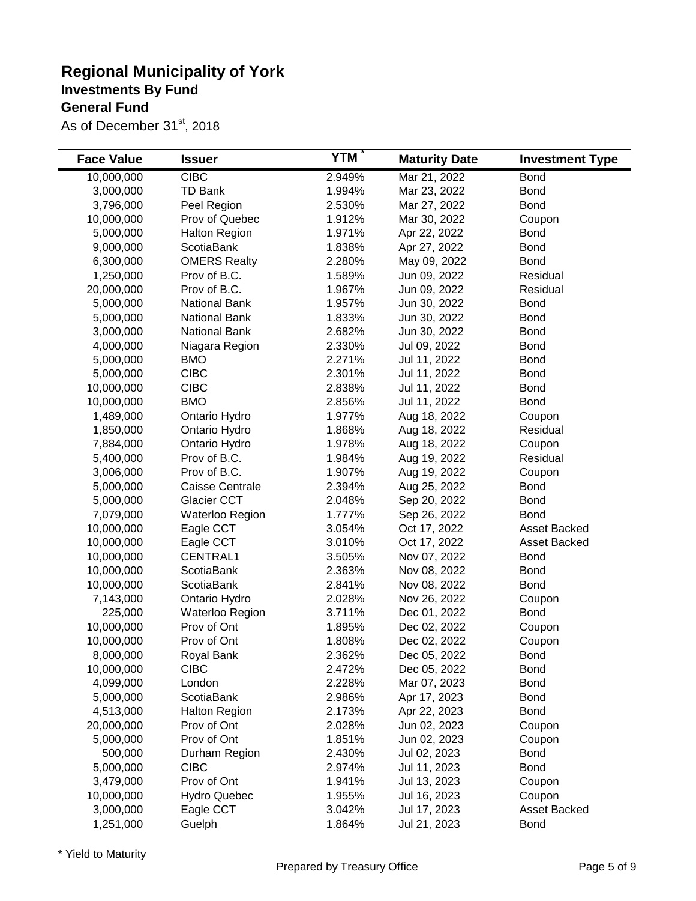# Regional Municipality of York
## Investments By Fund
## General Fund

As of December 31st, 2018

| Face Value | Issuer | YTM * | Maturity Date | Investment Type |
|---|---|---|---|---|
| 10,000,000 | CIBC | 2.949% | Mar 21, 2022 | Bond |
| 3,000,000 | TD Bank | 1.994% | Mar 23, 2022 | Bond |
| 3,796,000 | Peel Region | 2.530% | Mar 27, 2022 | Bond |
| 10,000,000 | Prov of Quebec | 1.912% | Mar 30, 2022 | Coupon |
| 5,000,000 | Halton Region | 1.971% | Apr 22, 2022 | Bond |
| 9,000,000 | ScotiaBank | 1.838% | Apr 27, 2022 | Bond |
| 6,300,000 | OMERS Realty | 2.280% | May 09, 2022 | Bond |
| 1,250,000 | Prov of B.C. | 1.589% | Jun 09, 2022 | Residual |
| 20,000,000 | Prov of B.C. | 1.967% | Jun 09, 2022 | Residual |
| 5,000,000 | National Bank | 1.957% | Jun 30, 2022 | Bond |
| 5,000,000 | National Bank | 1.833% | Jun 30, 2022 | Bond |
| 3,000,000 | National Bank | 2.682% | Jun 30, 2022 | Bond |
| 4,000,000 | Niagara Region | 2.330% | Jul 09, 2022 | Bond |
| 5,000,000 | BMO | 2.271% | Jul 11, 2022 | Bond |
| 5,000,000 | CIBC | 2.301% | Jul 11, 2022 | Bond |
| 10,000,000 | CIBC | 2.838% | Jul 11, 2022 | Bond |
| 10,000,000 | BMO | 2.856% | Jul 11, 2022 | Bond |
| 1,489,000 | Ontario Hydro | 1.977% | Aug 18, 2022 | Coupon |
| 1,850,000 | Ontario Hydro | 1.868% | Aug 18, 2022 | Residual |
| 7,884,000 | Ontario Hydro | 1.978% | Aug 18, 2022 | Coupon |
| 5,400,000 | Prov of B.C. | 1.984% | Aug 19, 2022 | Residual |
| 3,006,000 | Prov of B.C. | 1.907% | Aug 19, 2022 | Coupon |
| 5,000,000 | Caisse Centrale | 2.394% | Aug 25, 2022 | Bond |
| 5,000,000 | Glacier CCT | 2.048% | Sep 20, 2022 | Bond |
| 7,079,000 | Waterloo Region | 1.777% | Sep 26, 2022 | Bond |
| 10,000,000 | Eagle CCT | 3.054% | Oct 17, 2022 | Asset Backed |
| 10,000,000 | Eagle CCT | 3.010% | Oct 17, 2022 | Asset Backed |
| 10,000,000 | CENTRAL1 | 3.505% | Nov 07, 2022 | Bond |
| 10,000,000 | ScotiaBank | 2.363% | Nov 08, 2022 | Bond |
| 10,000,000 | ScotiaBank | 2.841% | Nov 08, 2022 | Bond |
| 7,143,000 | Ontario Hydro | 2.028% | Nov 26, 2022 | Coupon |
| 225,000 | Waterloo Region | 3.711% | Dec 01, 2022 | Bond |
| 10,000,000 | Prov of Ont | 1.895% | Dec 02, 2022 | Coupon |
| 10,000,000 | Prov of Ont | 1.808% | Dec 02, 2022 | Coupon |
| 8,000,000 | Royal Bank | 2.362% | Dec 05, 2022 | Bond |
| 10,000,000 | CIBC | 2.472% | Dec 05, 2022 | Bond |
| 4,099,000 | London | 2.228% | Mar 07, 2023 | Bond |
| 5,000,000 | ScotiaBank | 2.986% | Apr 17, 2023 | Bond |
| 4,513,000 | Halton Region | 2.173% | Apr 22, 2023 | Bond |
| 20,000,000 | Prov of Ont | 2.028% | Jun 02, 2023 | Coupon |
| 5,000,000 | Prov of Ont | 1.851% | Jun 02, 2023 | Coupon |
| 500,000 | Durham Region | 2.430% | Jul 02, 2023 | Bond |
| 5,000,000 | CIBC | 2.974% | Jul 11, 2023 | Bond |
| 3,479,000 | Prov of Ont | 1.941% | Jul 13, 2023 | Coupon |
| 10,000,000 | Hydro Quebec | 1.955% | Jul 16, 2023 | Coupon |
| 3,000,000 | Eagle CCT | 3.042% | Jul 17, 2023 | Asset Backed |
| 1,251,000 | Guelph | 1.864% | Jul 21, 2023 | Bond |

* Yield to Maturity

Prepared by Treasury Office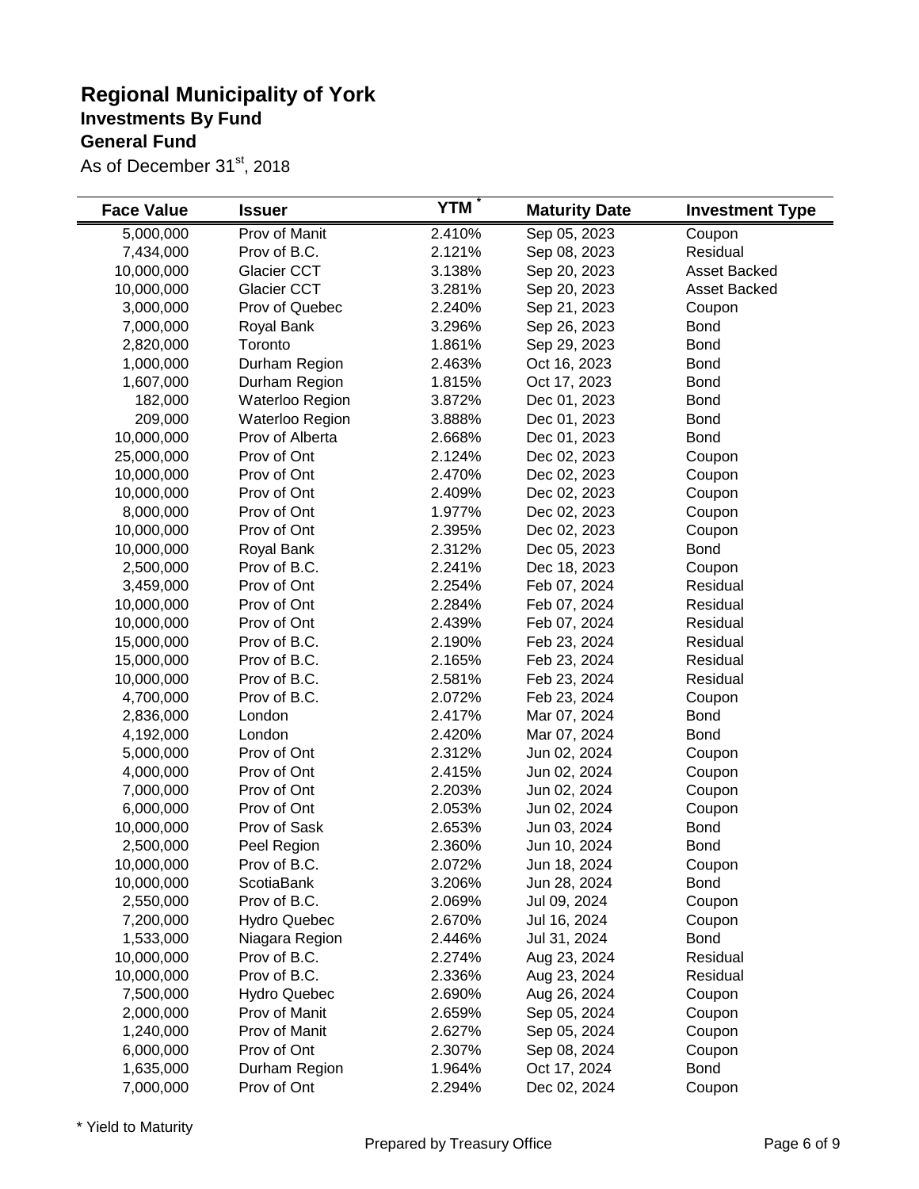# Regional Municipality of York

## Investments By Fund

## General Fund

As of December 31st, 2018

| Face Value | Issuer | YTM * | Maturity Date | Investment Type |
|---|---|---|---|---|
| 5,000,000 | Prov of Manit | 2.410% | Sep 05, 2023 | Coupon |
| 7,434,000 | Prov of B.C. | 2.121% | Sep 08, 2023 | Residual |
| 10,000,000 | Glacier CCT | 3.138% | Sep 20, 2023 | Asset Backed |
| 10,000,000 | Glacier CCT | 3.281% | Sep 20, 2023 | Asset Backed |
| 3,000,000 | Prov of Quebec | 2.240% | Sep 21, 2023 | Coupon |
| 7,000,000 | Royal Bank | 3.296% | Sep 26, 2023 | Bond |
| 2,820,000 | Toronto | 1.861% | Sep 29, 2023 | Bond |
| 1,000,000 | Durham Region | 2.463% | Oct 16, 2023 | Bond |
| 1,607,000 | Durham Region | 1.815% | Oct 17, 2023 | Bond |
| 182,000 | Waterloo Region | 3.872% | Dec 01, 2023 | Bond |
| 209,000 | Waterloo Region | 3.888% | Dec 01, 2023 | Bond |
| 10,000,000 | Prov of Alberta | 2.668% | Dec 01, 2023 | Bond |
| 25,000,000 | Prov of Ont | 2.124% | Dec 02, 2023 | Coupon |
| 10,000,000 | Prov of Ont | 2.470% | Dec 02, 2023 | Coupon |
| 10,000,000 | Prov of Ont | 2.409% | Dec 02, 2023 | Coupon |
| 8,000,000 | Prov of Ont | 1.977% | Dec 02, 2023 | Coupon |
| 10,000,000 | Prov of Ont | 2.395% | Dec 02, 2023 | Coupon |
| 10,000,000 | Royal Bank | 2.312% | Dec 05, 2023 | Bond |
| 2,500,000 | Prov of B.C. | 2.241% | Dec 18, 2023 | Coupon |
| 3,459,000 | Prov of Ont | 2.254% | Feb 07, 2024 | Residual |
| 10,000,000 | Prov of Ont | 2.284% | Feb 07, 2024 | Residual |
| 10,000,000 | Prov of Ont | 2.439% | Feb 07, 2024 | Residual |
| 15,000,000 | Prov of B.C. | 2.190% | Feb 23, 2024 | Residual |
| 15,000,000 | Prov of B.C. | 2.165% | Feb 23, 2024 | Residual |
| 10,000,000 | Prov of B.C. | 2.581% | Feb 23, 2024 | Residual |
| 4,700,000 | Prov of B.C. | 2.072% | Feb 23, 2024 | Coupon |
| 2,836,000 | London | 2.417% | Mar 07, 2024 | Bond |
| 4,192,000 | London | 2.420% | Mar 07, 2024 | Bond |
| 5,000,000 | Prov of Ont | 2.312% | Jun 02, 2024 | Coupon |
| 4,000,000 | Prov of Ont | 2.415% | Jun 02, 2024 | Coupon |
| 7,000,000 | Prov of Ont | 2.203% | Jun 02, 2024 | Coupon |
| 6,000,000 | Prov of Ont | 2.053% | Jun 02, 2024 | Coupon |
| 10,000,000 | Prov of Sask | 2.653% | Jun 03, 2024 | Bond |
| 2,500,000 | Peel Region | 2.360% | Jun 10, 2024 | Bond |
| 10,000,000 | Prov of B.C. | 2.072% | Jun 18, 2024 | Coupon |
| 10,000,000 | ScotiaBank | 3.206% | Jun 28, 2024 | Bond |
| 2,550,000 | Prov of B.C. | 2.069% | Jul 09, 2024 | Coupon |
| 7,200,000 | Hydro Quebec | 2.670% | Jul 16, 2024 | Coupon |
| 1,533,000 | Niagara Region | 2.446% | Jul 31, 2024 | Bond |
| 10,000,000 | Prov of B.C. | 2.274% | Aug 23, 2024 | Residual |
| 10,000,000 | Prov of B.C. | 2.336% | Aug 23, 2024 | Residual |
| 7,500,000 | Hydro Quebec | 2.690% | Aug 26, 2024 | Coupon |
| 2,000,000 | Prov of Manit | 2.659% | Sep 05, 2024 | Coupon |
| 1,240,000 | Prov of Manit | 2.627% | Sep 05, 2024 | Coupon |
| 6,000,000 | Prov of Ont | 2.307% | Sep 08, 2024 | Coupon |
| 1,635,000 | Durham Region | 1.964% | Oct 17, 2024 | Bond |
| 7,000,000 | Prov of Ont | 2.294% | Dec 02, 2024 | Coupon |

\* Yield to Maturity

Prepared by Treasury Office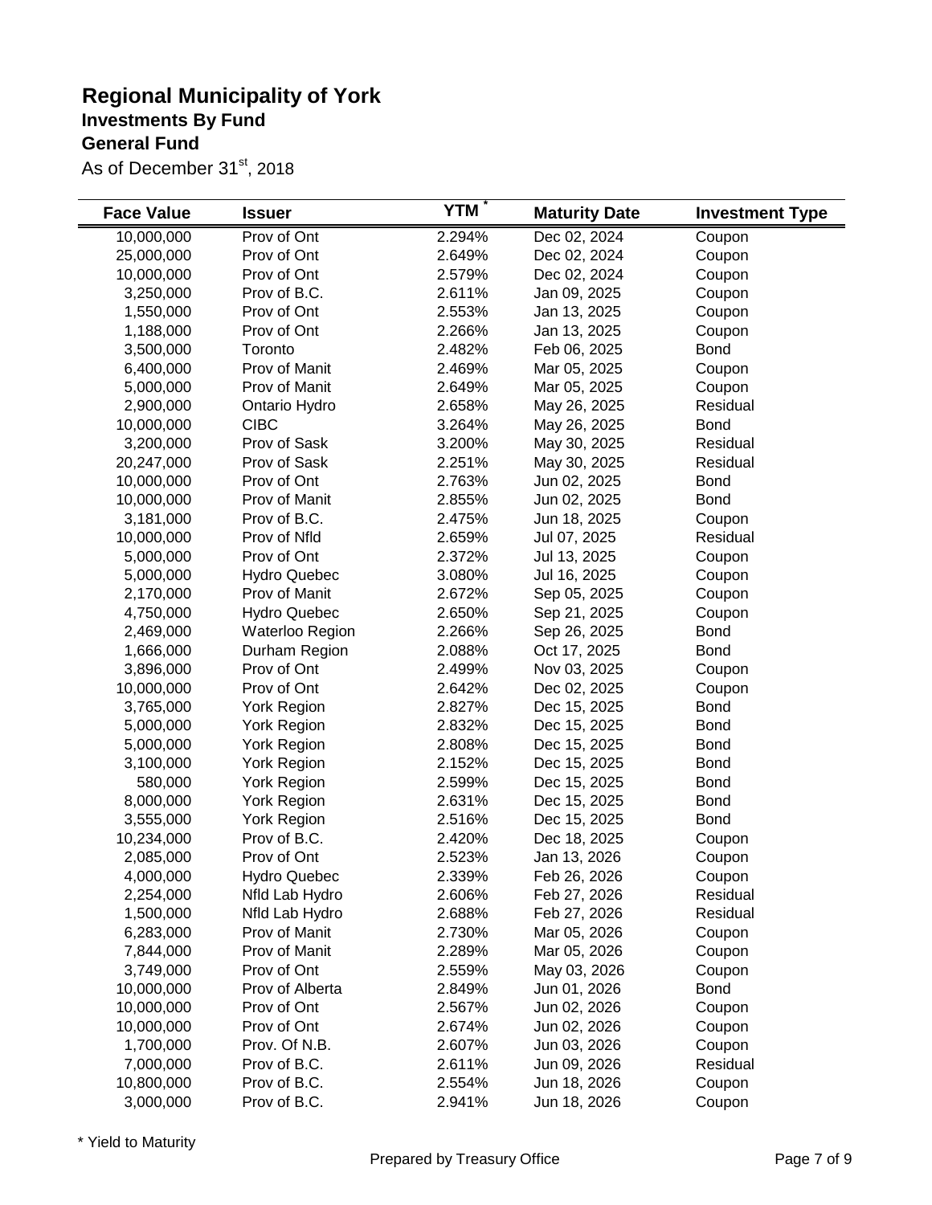# Regional Municipality of York

## Investments By Fund

## General Fund

As of December 31st, 2018

| Face Value | Issuer | YTM * | Maturity Date | Investment Type |
|---|---|---|---|---|
| 10,000,000 | Prov of Ont | 2.294% | Dec 02, 2024 | Coupon |
| 25,000,000 | Prov of Ont | 2.649% | Dec 02, 2024 | Coupon |
| 10,000,000 | Prov of Ont | 2.579% | Dec 02, 2024 | Coupon |
| 3,250,000 | Prov of B.C. | 2.611% | Jan 09, 2025 | Coupon |
| 1,550,000 | Prov of Ont | 2.553% | Jan 13, 2025 | Coupon |
| 1,188,000 | Prov of Ont | 2.266% | Jan 13, 2025 | Coupon |
| 3,500,000 | Toronto | 2.482% | Feb 06, 2025 | Bond |
| 6,400,000 | Prov of Manit | 2.469% | Mar 05, 2025 | Coupon |
| 5,000,000 | Prov of Manit | 2.649% | Mar 05, 2025 | Coupon |
| 2,900,000 | Ontario Hydro | 2.658% | May 26, 2025 | Residual |
| 10,000,000 | CIBC | 3.264% | May 26, 2025 | Bond |
| 3,200,000 | Prov of Sask | 3.200% | May 30, 2025 | Residual |
| 20,247,000 | Prov of Sask | 2.251% | May 30, 2025 | Residual |
| 10,000,000 | Prov of Ont | 2.763% | Jun 02, 2025 | Bond |
| 10,000,000 | Prov of Manit | 2.855% | Jun 02, 2025 | Bond |
| 3,181,000 | Prov of B.C. | 2.475% | Jun 18, 2025 | Coupon |
| 10,000,000 | Prov of Nfld | 2.659% | Jul 07, 2025 | Residual |
| 5,000,000 | Prov of Ont | 2.372% | Jul 13, 2025 | Coupon |
| 5,000,000 | Hydro Quebec | 3.080% | Jul 16, 2025 | Coupon |
| 2,170,000 | Prov of Manit | 2.672% | Sep 05, 2025 | Coupon |
| 4,750,000 | Hydro Quebec | 2.650% | Sep 21, 2025 | Coupon |
| 2,469,000 | Waterloo Region | 2.266% | Sep 26, 2025 | Bond |
| 1,666,000 | Durham Region | 2.088% | Oct 17, 2025 | Bond |
| 3,896,000 | Prov of Ont | 2.499% | Nov 03, 2025 | Coupon |
| 10,000,000 | Prov of Ont | 2.642% | Dec 02, 2025 | Coupon |
| 3,765,000 | York Region | 2.827% | Dec 15, 2025 | Bond |
| 5,000,000 | York Region | 2.832% | Dec 15, 2025 | Bond |
| 5,000,000 | York Region | 2.808% | Dec 15, 2025 | Bond |
| 3,100,000 | York Region | 2.152% | Dec 15, 2025 | Bond |
| 580,000 | York Region | 2.599% | Dec 15, 2025 | Bond |
| 8,000,000 | York Region | 2.631% | Dec 15, 2025 | Bond |
| 3,555,000 | York Region | 2.516% | Dec 15, 2025 | Bond |
| 10,234,000 | Prov of B.C. | 2.420% | Dec 18, 2025 | Coupon |
| 2,085,000 | Prov of Ont | 2.523% | Jan 13, 2026 | Coupon |
| 4,000,000 | Hydro Quebec | 2.339% | Feb 26, 2026 | Coupon |
| 2,254,000 | Nfld Lab Hydro | 2.606% | Feb 27, 2026 | Residual |
| 1,500,000 | Nfld Lab Hydro | 2.688% | Feb 27, 2026 | Residual |
| 6,283,000 | Prov of Manit | 2.730% | Mar 05, 2026 | Coupon |
| 7,844,000 | Prov of Manit | 2.289% | Mar 05, 2026 | Coupon |
| 3,749,000 | Prov of Ont | 2.559% | May 03, 2026 | Coupon |
| 10,000,000 | Prov of Alberta | 2.849% | Jun 01, 2026 | Bond |
| 10,000,000 | Prov of Ont | 2.567% | Jun 02, 2026 | Coupon |
| 10,000,000 | Prov of Ont | 2.674% | Jun 02, 2026 | Coupon |
| 1,700,000 | Prov. Of N.B. | 2.607% | Jun 03, 2026 | Coupon |
| 7,000,000 | Prov of B.C. | 2.611% | Jun 09, 2026 | Residual |
| 10,800,000 | Prov of B.C. | 2.554% | Jun 18, 2026 | Coupon |
| 3,000,000 | Prov of B.C. | 2.941% | Jun 18, 2026 | Coupon |

* Yield to Maturity

Prepared by Treasury Office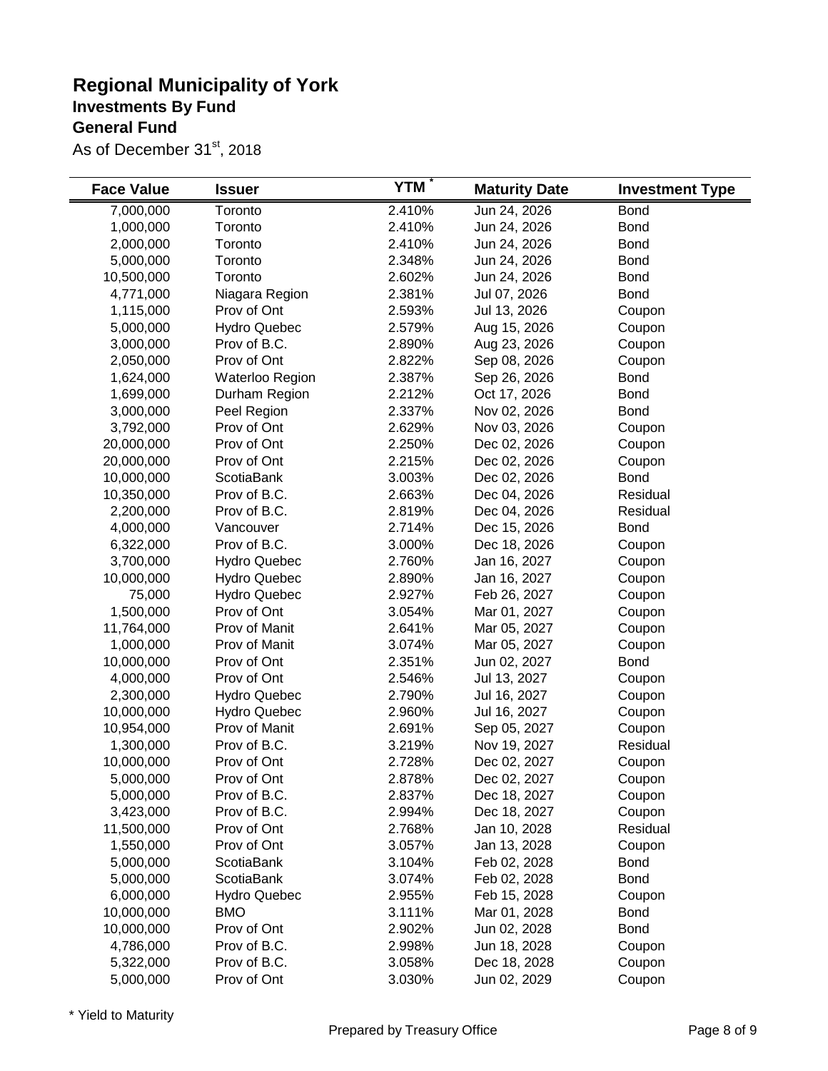# Regional Municipality of York

## Investments By Fund

## General Fund

As of December 31st, 2018

| Face Value | Issuer | YTM * | Maturity Date | Investment Type |
|---|---|---|---|---|
| 7,000,000 | Toronto | 2.410% | Jun 24, 2026 | Bond |
| 1,000,000 | Toronto | 2.410% | Jun 24, 2026 | Bond |
| 2,000,000 | Toronto | 2.410% | Jun 24, 2026 | Bond |
| 5,000,000 | Toronto | 2.348% | Jun 24, 2026 | Bond |
| 10,500,000 | Toronto | 2.602% | Jun 24, 2026 | Bond |
| 4,771,000 | Niagara Region | 2.381% | Jul 07, 2026 | Bond |
| 1,115,000 | Prov of Ont | 2.593% | Jul 13, 2026 | Coupon |
| 5,000,000 | Hydro Quebec | 2.579% | Aug 15, 2026 | Coupon |
| 3,000,000 | Prov of B.C. | 2.890% | Aug 23, 2026 | Coupon |
| 2,050,000 | Prov of Ont | 2.822% | Sep 08, 2026 | Coupon |
| 1,624,000 | Waterloo Region | 2.387% | Sep 26, 2026 | Bond |
| 1,699,000 | Durham Region | 2.212% | Oct 17, 2026 | Bond |
| 3,000,000 | Peel Region | 2.337% | Nov 02, 2026 | Bond |
| 3,792,000 | Prov of Ont | 2.629% | Nov 03, 2026 | Coupon |
| 20,000,000 | Prov of Ont | 2.250% | Dec 02, 2026 | Coupon |
| 20,000,000 | Prov of Ont | 2.215% | Dec 02, 2026 | Coupon |
| 10,000,000 | ScotiaBank | 3.003% | Dec 02, 2026 | Bond |
| 10,350,000 | Prov of B.C. | 2.663% | Dec 04, 2026 | Residual |
| 2,200,000 | Prov of B.C. | 2.819% | Dec 04, 2026 | Residual |
| 4,000,000 | Vancouver | 2.714% | Dec 15, 2026 | Bond |
| 6,322,000 | Prov of B.C. | 3.000% | Dec 18, 2026 | Coupon |
| 3,700,000 | Hydro Quebec | 2.760% | Jan 16, 2027 | Coupon |
| 10,000,000 | Hydro Quebec | 2.890% | Jan 16, 2027 | Coupon |
| 75,000 | Hydro Quebec | 2.927% | Feb 26, 2027 | Coupon |
| 1,500,000 | Prov of Ont | 3.054% | Mar 01, 2027 | Coupon |
| 11,764,000 | Prov of Manit | 2.641% | Mar 05, 2027 | Coupon |
| 1,000,000 | Prov of Manit | 3.074% | Mar 05, 2027 | Coupon |
| 10,000,000 | Prov of Ont | 2.351% | Jun 02, 2027 | Bond |
| 4,000,000 | Prov of Ont | 2.546% | Jul 13, 2027 | Coupon |
| 2,300,000 | Hydro Quebec | 2.790% | Jul 16, 2027 | Coupon |
| 10,000,000 | Hydro Quebec | 2.960% | Jul 16, 2027 | Coupon |
| 10,954,000 | Prov of Manit | 2.691% | Sep 05, 2027 | Coupon |
| 1,300,000 | Prov of B.C. | 3.219% | Nov 19, 2027 | Residual |
| 10,000,000 | Prov of Ont | 2.728% | Dec 02, 2027 | Coupon |
| 5,000,000 | Prov of Ont | 2.878% | Dec 02, 2027 | Coupon |
| 5,000,000 | Prov of B.C. | 2.837% | Dec 18, 2027 | Coupon |
| 3,423,000 | Prov of B.C. | 2.994% | Dec 18, 2027 | Coupon |
| 11,500,000 | Prov of Ont | 2.768% | Jan 10, 2028 | Residual |
| 1,550,000 | Prov of Ont | 3.057% | Jan 13, 2028 | Coupon |
| 5,000,000 | ScotiaBank | 3.104% | Feb 02, 2028 | Bond |
| 5,000,000 | ScotiaBank | 3.074% | Feb 02, 2028 | Bond |
| 6,000,000 | Hydro Quebec | 2.955% | Feb 15, 2028 | Coupon |
| 10,000,000 | BMO | 3.111% | Mar 01, 2028 | Bond |
| 10,000,000 | Prov of Ont | 2.902% | Jun 02, 2028 | Bond |
| 4,786,000 | Prov of B.C. | 2.998% | Jun 18, 2028 | Coupon |
| 5,322,000 | Prov of B.C. | 3.058% | Dec 18, 2028 | Coupon |
| 5,000,000 | Prov of Ont | 3.030% | Jun 02, 2029 | Coupon |

* Yield to Maturity

Prepared by Treasury Office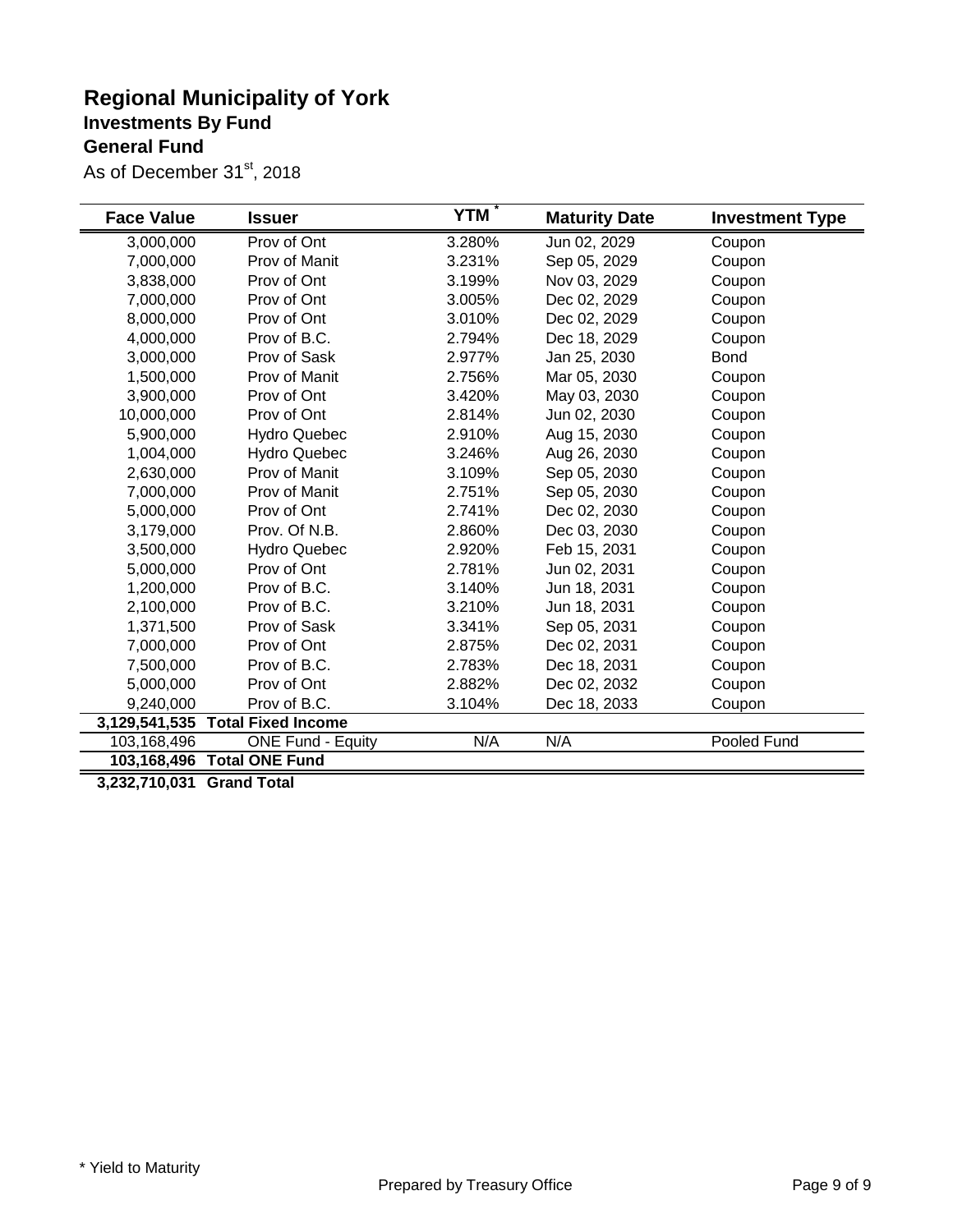# Regional Municipality of York

## Investments By Fund

## General Fund

As of December 31st, 2018

| Face Value | Issuer | YTM * | Maturity Date | Investment Type |
|---|---|---|---|---|
| 3,000,000 | Prov of Ont | 3.280% | Jun 02, 2029 | Coupon |
| 7,000,000 | Prov of Manit | 3.231% | Sep 05, 2029 | Coupon |
| 3,838,000 | Prov of Ont | 3.199% | Nov 03, 2029 | Coupon |
| 7,000,000 | Prov of Ont | 3.005% | Dec 02, 2029 | Coupon |
| 8,000,000 | Prov of Ont | 3.010% | Dec 02, 2029 | Coupon |
| 4,000,000 | Prov of B.C. | 2.794% | Dec 18, 2029 | Coupon |
| 3,000,000 | Prov of Sask | 2.977% | Jan 25, 2030 | Bond |
| 1,500,000 | Prov of Manit | 2.756% | Mar 05, 2030 | Coupon |
| 3,900,000 | Prov of Ont | 3.420% | May 03, 2030 | Coupon |
| 10,000,000 | Prov of Ont | 2.814% | Jun 02, 2030 | Coupon |
| 5,900,000 | Hydro Quebec | 2.910% | Aug 15, 2030 | Coupon |
| 1,004,000 | Hydro Quebec | 3.246% | Aug 26, 2030 | Coupon |
| 2,630,000 | Prov of Manit | 3.109% | Sep 05, 2030 | Coupon |
| 7,000,000 | Prov of Manit | 2.751% | Sep 05, 2030 | Coupon |
| 5,000,000 | Prov of Ont | 2.741% | Dec 02, 2030 | Coupon |
| 3,179,000 | Prov. Of N.B. | 2.860% | Dec 03, 2030 | Coupon |
| 3,500,000 | Hydro Quebec | 2.920% | Feb 15, 2031 | Coupon |
| 5,000,000 | Prov of Ont | 2.781% | Jun 02, 2031 | Coupon |
| 1,200,000 | Prov of B.C. | 3.140% | Jun 18, 2031 | Coupon |
| 2,100,000 | Prov of B.C. | 3.210% | Jun 18, 2031 | Coupon |
| 1,371,500 | Prov of Sask | 3.341% | Sep 05, 2031 | Coupon |
| 7,000,000 | Prov of Ont | 2.875% | Dec 02, 2031 | Coupon |
| 7,500,000 | Prov of B.C. | 2.783% | Dec 18, 2031 | Coupon |
| 5,000,000 | Prov of Ont | 2.882% | Dec 02, 2032 | Coupon |
| 9,240,000 | Prov of B.C. | 3.104% | Dec 18, 2033 | Coupon |
| **3,129,541,535** | **Total Fixed Income** | | | |
| 103,168,496 | ONE Fund - Equity | N/A | N/A | Pooled Fund |
| **103,168,496** | **Total ONE Fund** | | | |
| **3,232,710,031** | **Grand Total** | | | |

\* Yield to Maturity

Prepared by Treasury Office